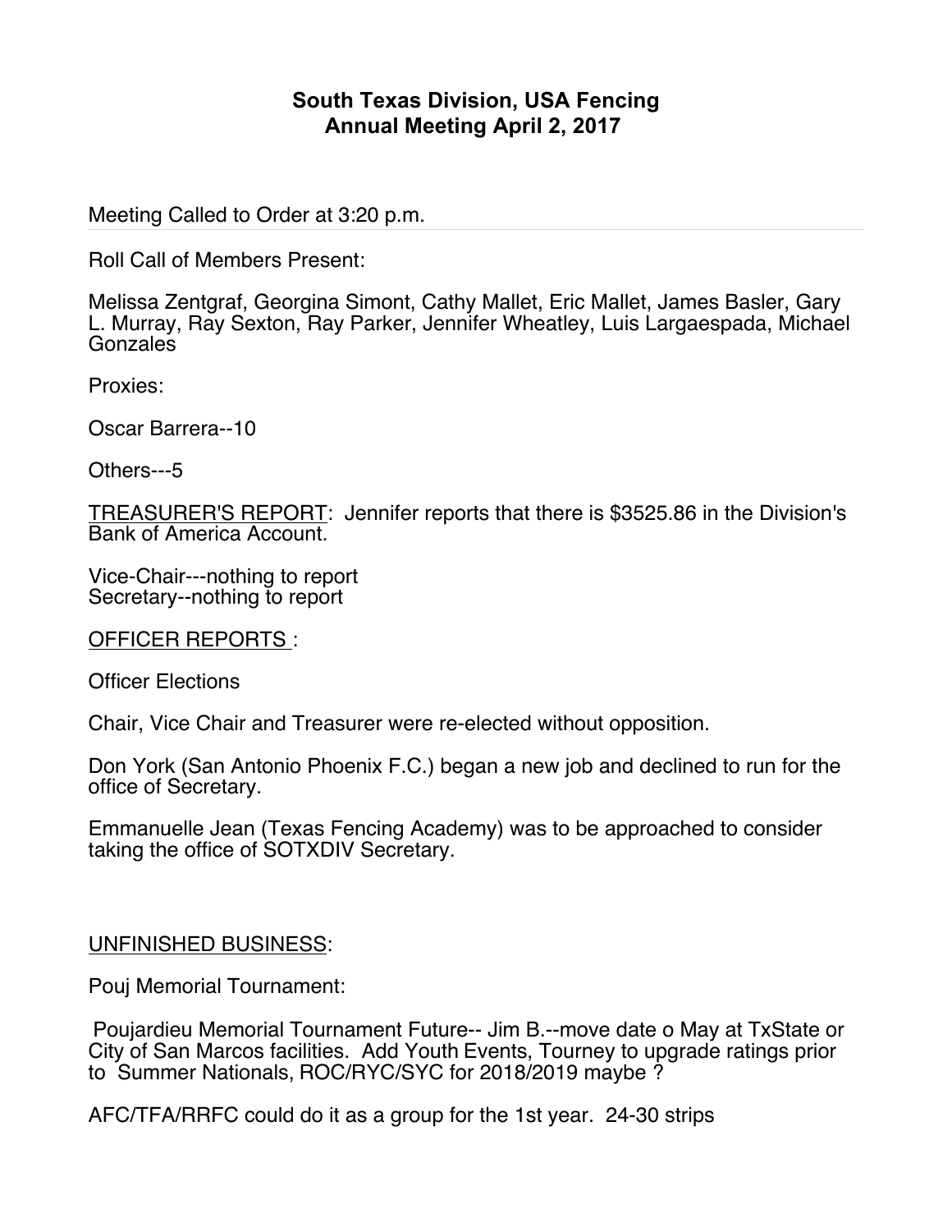# South Texas Division, USA Fencing
## Annual Meeting April 2, 2017

Meeting Called to Order at 3:20 p.m.

Roll Call of Members Present:

Melissa Zentgraf, Georgina Simont, Cathy Mallet, Eric Mallet, James Basler, Gary L. Murray, Ray Sexton, Ray Parker, Jennifer Wheatley, Luis Largaespada, Michael Gonzales

Proxies:

Oscar Barrera--10

Others---5

<u>TREASURER'S REPORT</u>: Jennifer reports that there is $3525.86 in the Division's Bank of America Account.

Vice-Chair---nothing to report
Secretary--nothing to report

<u>OFFICER REPORTS</u> :

Officer Elections

Chair, Vice Chair and Treasurer were re-elected without opposition.

Don York (San Antonio Phoenix F.C.) began a new job and declined to run for the office of Secretary.

Emmanuelle Jean (Texas Fencing Academy) was to be approached to consider taking the office of SOTXDIV Secretary.

<u>UNFINISHED BUSINESS</u>:

Pouj Memorial Tournament:

Poujardieu Memorial Tournament Future-- Jim B.--move date o May at TxState or City of San Marcos facilities. Add Youth Events, Tourney to upgrade ratings prior to Summer Nationals, ROC/RYC/SYC for 2018/2019 maybe ?

AFC/TFA/RRFC could do it as a group for the 1st year. 24-30 strips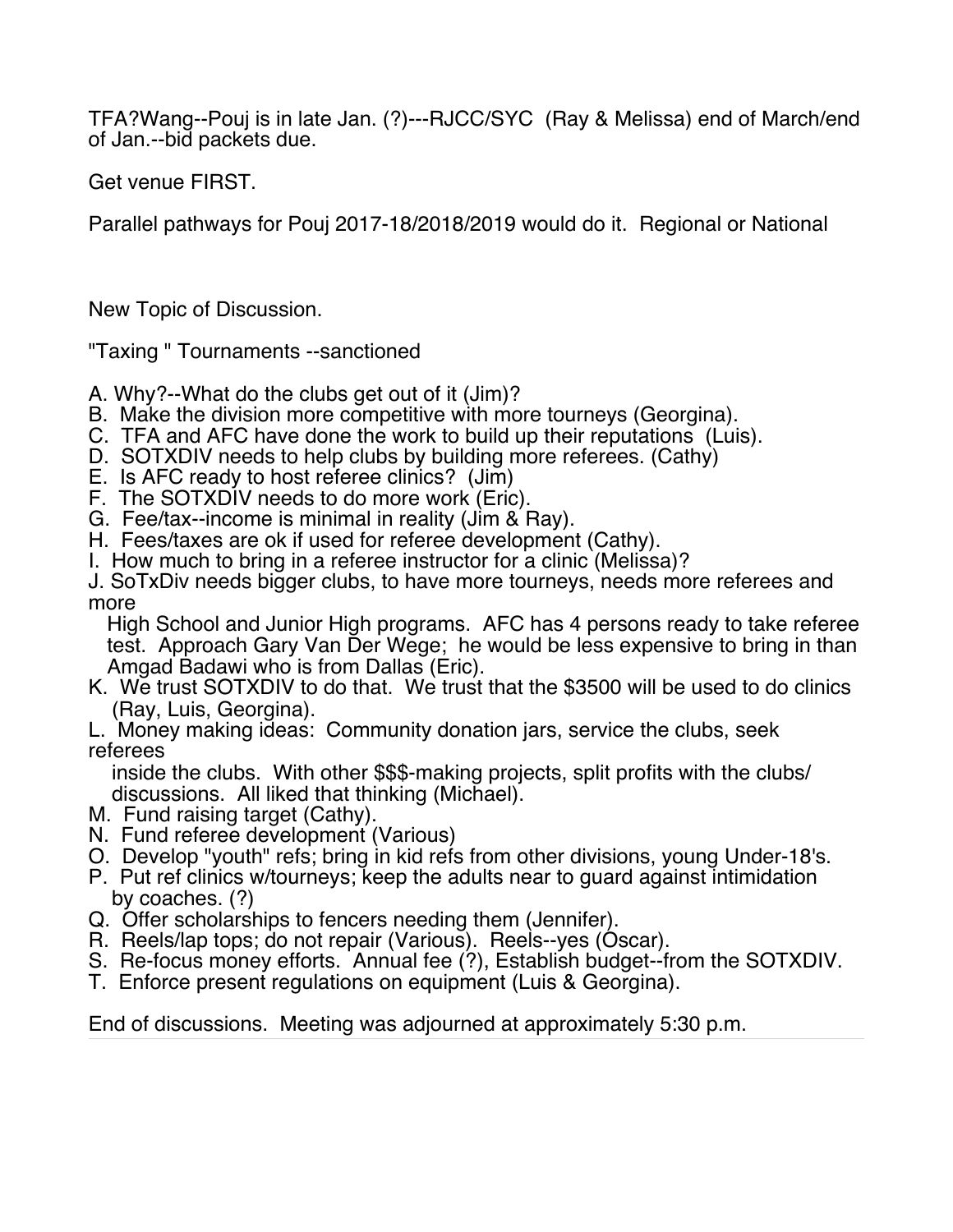TFA?Wang--Pouj is in late Jan. (?)---RJCC/SYC (Ray & Melissa) end of March/end of Jan.--bid packets due.

Get venue FIRST.

Parallel pathways for Pouj 2017-18/2018/2019 would do it. Regional or National

New Topic of Discussion.

"Taxing " Tournaments --sanctioned

A. Why?--What do the clubs get out of it (Jim)?  
B. Make the division more competitive with more tourneys (Georgina).  
C. TFA and AFC have done the work to build up their reputations (Luis).  
D. SOTXDIV needs to help clubs by building more referees. (Cathy)  
E. Is AFC ready to host referee clinics? (Jim)  
F. The SOTXDIV needs to do more work (Eric).  
G. Fee/tax--income is minimal in reality (Jim & Ray).  
H. Fees/taxes are ok if used for referee development (Cathy).  
I. How much to bring in a referee instructor for a clinic (Melissa)?  
J. SoTxDiv needs bigger clubs, to have more tourneys, needs more referees and more High School and Junior High programs. AFC has 4 persons ready to take referee test. Approach Gary Van Der Wege; he would be less expensive to bring in than Amgad Badawi who is from Dallas (Eric).  
K. We trust SOTXDIV to do that. We trust that the $3500 will be used to do clinics (Ray, Luis, Georgina).  
L. Money making ideas: Community donation jars, service the clubs, seek referees inside the clubs. With other $$$-making projects, split profits with the clubs/ discussions. All liked that thinking (Michael).  
M. Fund raising target (Cathy).  
N. Fund referee development (Various)  
O. Develop "youth" refs; bring in kid refs from other divisions, young Under-18's.  
P. Put ref clinics w/tourneys; keep the adults near to guard against intimidation by coaches. (?)  
Q. Offer scholarships to fencers needing them (Jennifer).  
R. Reels/lap tops; do not repair (Various). Reels--yes (Oscar).  
S. Re-focus money efforts. Annual fee (?), Establish budget--from the SOTXDIV.  
T. Enforce present regulations on equipment (Luis & Georgina).

End of discussions. Meeting was adjourned at approximately 5:30 p.m.